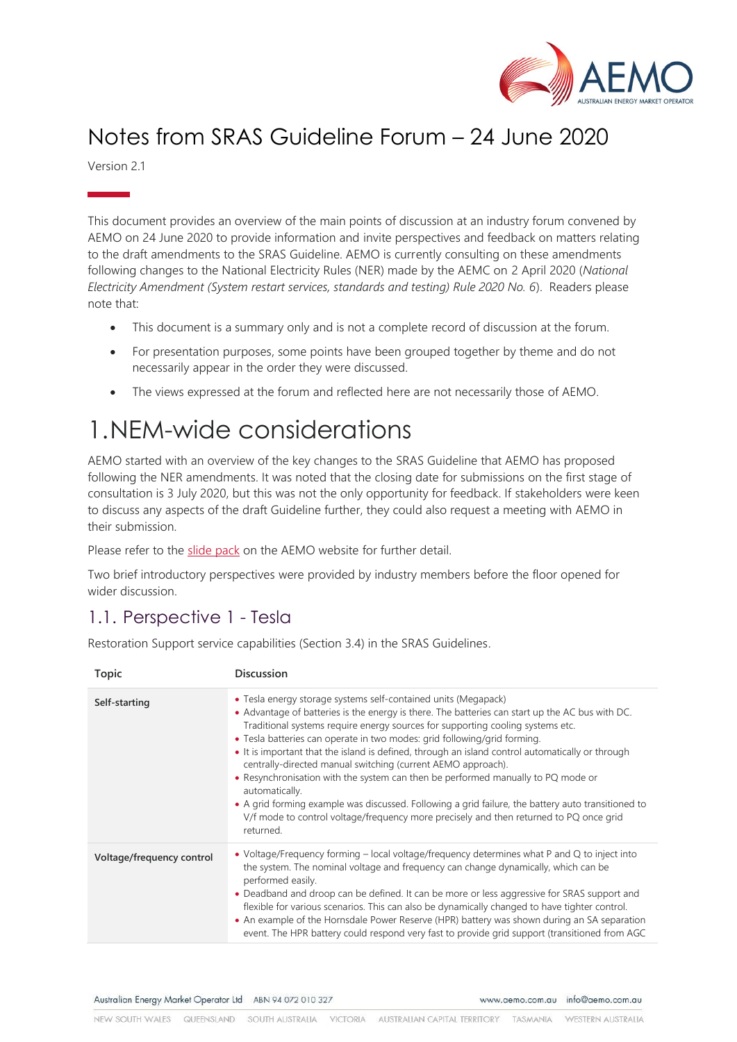# Notes from SRAS Guideline Forum – 24 June 2020

Version 2.1

This document provides an overview of the main points of discussion at an industry forum convened by AEMO on 24 June 2020 to provide information and invite perspectives and feedback on matters relating to the draft amendments to the SRAS Guideline. AEMO is currently consulting on these amendments following changes to the National Electricity Rules (NER) made by the AEMC on 2 April 2020 (*National Electricity Amendment (System restart services, standards and testing) Rule 2020 No. 6*). Readers please note that:

- This document is a summary only and is not a complete record of discussion at the forum.
- For presentation purposes, some points have been grouped together by theme and do not necessarily appear in the order they were discussed.
- The views expressed at the forum and reflected here are not necessarily those of AEMO.

# 1. NEM-wide considerations

AEMO started with an overview of the key changes to the SRAS Guideline that AEMO has proposed following the NER amendments. It was noted that the closing date for submissions on the first stage of consultation is 3 July 2020, but this was not the only opportunity for feedback. If stakeholders were keen to discuss any aspects of the draft Guideline further, they could also request a meeting with AEMO in their submission.

Please refer to the slide pack on the AEMO website for further detail.

Two brief introductory perspectives were provided by industry members before the floor opened for wider discussion.

## 1.1. Perspective 1 - Tesla

Restoration Support service capabilities (Section 3.4) in the SRAS Guidelines.

| Topic | Discussion |
|---|---|
| **Self-starting** | • Tesla energy storage systems self-contained units (Megapack)<br>• Advantage of batteries is the energy is there. The batteries can start up the AC bus with DC. Traditional systems require energy sources for supporting cooling systems etc.<br>• Tesla batteries can operate in two modes: grid following/grid forming.<br>• It is important that the island is defined, through an island control automatically or through centrally-directed manual switching (current AEMO approach).<br>• Resynchronisation with the system can then be performed manually to PQ mode or automatically.<br>• A grid forming example was discussed. Following a grid failure, the battery auto transitioned to V/f mode to control voltage/frequency more precisely and then returned to PQ once grid returned. |
| **Voltage/frequency control** | • Voltage/Frequency forming – local voltage/frequency determines what P and Q to inject into the system. The nominal voltage and frequency can change dynamically, which can be performed easily.<br>• Deadband and droop can be defined. It can be more or less aggressive for SRAS support and flexible for various scenarios. This can also be dynamically changed to have tighter control.<br>• An example of the Hornsdale Power Reserve (HPR) battery was shown during an SA separation event. The HPR battery could respond very fast to provide grid support (transitioned from AGC |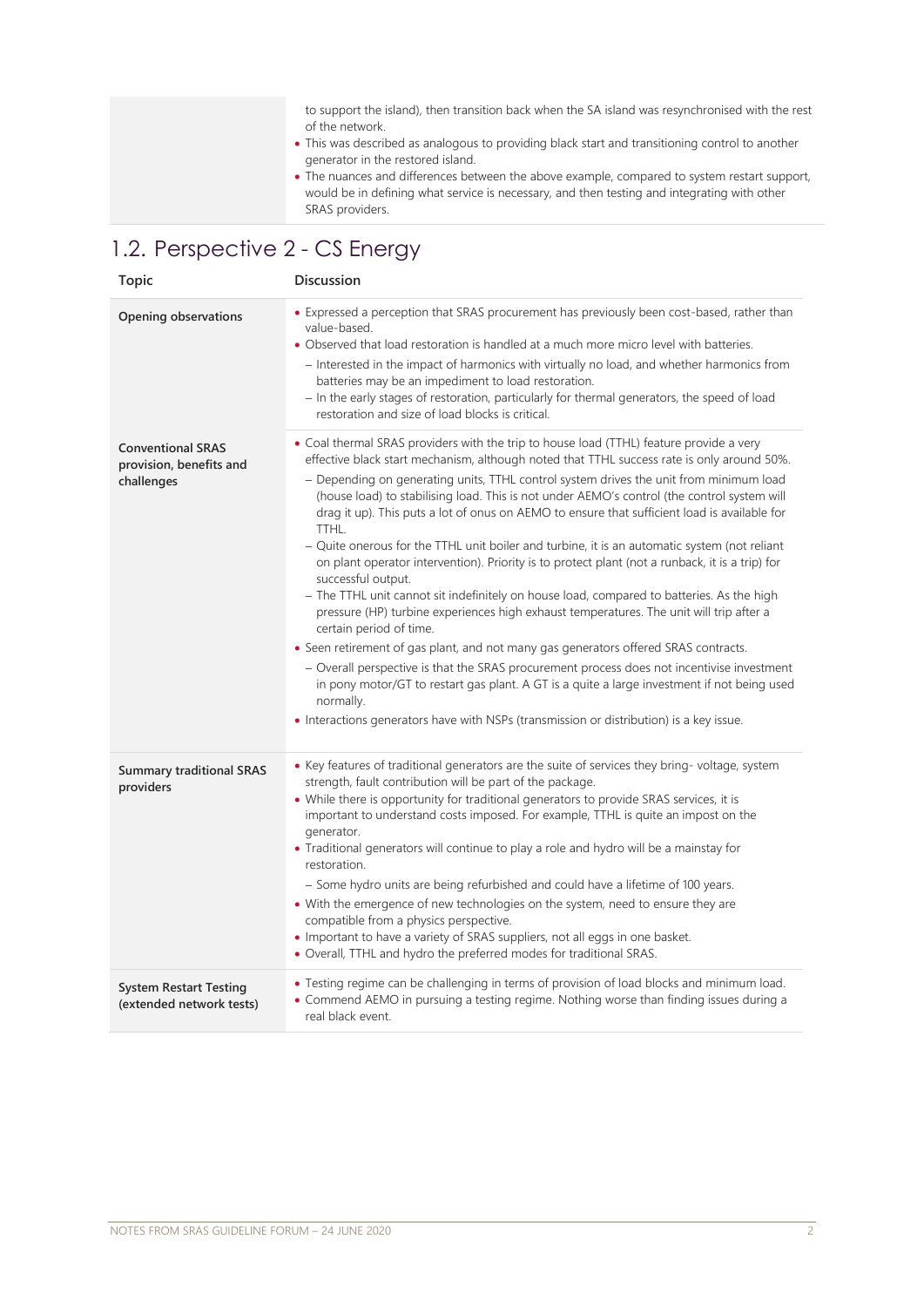| | |
|---|---|
| | to support the island), then transition back when the SA island was resynchronised with the rest of the network.<br>• This was described as analogous to providing black start and transitioning control to another generator in the restored island.<br>• The nuances and differences between the above example, compared to system restart support, would be in defining what service is necessary, and then testing and integrating with other SRAS providers. |

## 1.2. Perspective 2 - CS Energy

| Topic | Discussion |
|---|---|
| **Opening observations** | • Expressed a perception that SRAS procurement has previously been cost-based, rather than value-based.<br>• Observed that load restoration is handled at a much more micro level with batteries.<br>– Interested in the impact of harmonics with virtually no load, and whether harmonics from batteries may be an impediment to load restoration.<br>– In the early stages of restoration, particularly for thermal generators, the speed of load restoration and size of load blocks is critical. |
| **Conventional SRAS provision, benefits and challenges** | • Coal thermal SRAS providers with the trip to house load (TTHL) feature provide a very effective black start mechanism, although noted that TTHL success rate is only around 50%.<br>– Depending on generating units, TTHL control system drives the unit from minimum load (house load) to stabilising load. This is not under AEMO's control (the control system will drag it up). This puts a lot of onus on AEMO to ensure that sufficient load is available for TTHL.<br>– Quite onerous for the TTHL unit boiler and turbine, it is an automatic system (not reliant on plant operator intervention). Priority is to protect plant (not a runback, it is a trip) for successful output.<br>– The TTHL unit cannot sit indefinitely on house load, compared to batteries. As the high pressure (HP) turbine experiences high exhaust temperatures. The unit will trip after a certain period of time.<br>• Seen retirement of gas plant, and not many gas generators offered SRAS contracts.<br>– Overall perspective is that the SRAS procurement process does not incentivise investment in pony motor/GT to restart gas plant. A GT is a quite a large investment if not being used normally.<br>• Interactions generators have with NSPs (transmission or distribution) is a key issue. |
| **Summary traditional SRAS providers** | • Key features of traditional generators are the suite of services they bring- voltage, system strength, fault contribution will be part of the package.<br>• While there is opportunity for traditional generators to provide SRAS services, it is important to understand costs imposed. For example, TTHL is quite an impost on the generator.<br>• Traditional generators will continue to play a role and hydro will be a mainstay for restoration.<br>– Some hydro units are being refurbished and could have a lifetime of 100 years.<br>• With the emergence of new technologies on the system, need to ensure they are compatible from a physics perspective.<br>• Important to have a variety of SRAS suppliers, not all eggs in one basket.<br>• Overall, TTHL and hydro the preferred modes for traditional SRAS. |
| **System Restart Testing (extended network tests)** | • Testing regime can be challenging in terms of provision of load blocks and minimum load.<br>• Commend AEMO in pursuing a testing regime. Nothing worse than finding issues during a real black event. |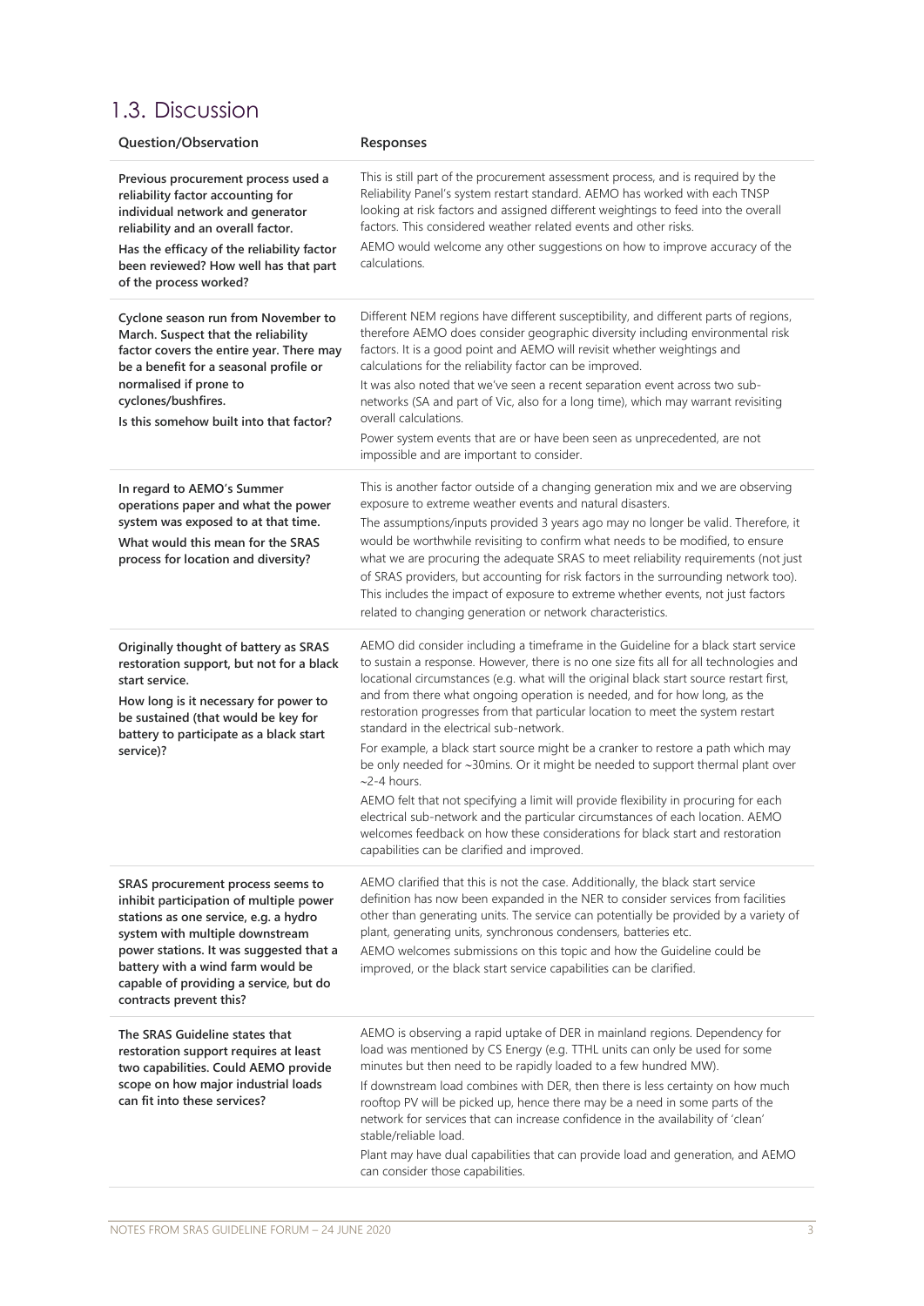## 1.3. Discussion

| Question/Observation | Responses |
|---|---|
| **Previous procurement process used a reliability factor accounting for individual network and generator reliability and an overall factor.**<br><br>**Has the efficacy of the reliability factor been reviewed? How well has that part of the process worked?** | This is still part of the procurement assessment process, and is required by the Reliability Panel's system restart standard. AEMO has worked with each TNSP looking at risk factors and assigned different weightings to feed into the overall factors. This considered weather related events and other risks.<br><br>AEMO would welcome any other suggestions on how to improve accuracy of the calculations. |
| **Cyclone season run from November to March. Suspect that the reliability factor covers the entire year. There may be a benefit for a seasonal profile or normalised if prone to cyclones/bushfires.**<br><br>**Is this somehow built into that factor?** | Different NEM regions have different susceptibility, and different parts of regions, therefore AEMO does consider geographic diversity including environmental risk factors. It is a good point and AEMO will revisit whether weightings and calculations for the reliability factor can be improved.<br><br>It was also noted that we've seen a recent separation event across two sub-networks (SA and part of Vic, also for a long time), which may warrant revisiting overall calculations.<br><br>Power system events that are or have been seen as unprecedented, are not impossible and are important to consider. |
| **In regard to AEMO's Summer operations paper and what the power system was exposed to at that time.**<br><br>**What would this mean for the SRAS process for location and diversity?** | This is another factor outside of a changing generation mix and we are observing exposure to extreme weather events and natural disasters.<br><br>The assumptions/inputs provided 3 years ago may no longer be valid. Therefore, it would be worthwhile revisiting to confirm what needs to be modified, to ensure what we are procuring the adequate SRAS to meet reliability requirements (not just of SRAS providers, but accounting for risk factors in the surrounding network too). This includes the impact of exposure to extreme whether events, not just factors related to changing generation or network characteristics. |
| **Originally thought of battery as SRAS restoration support, but not for a black start service.**<br><br>**How long is it necessary for power to be sustained (that would be key for battery to participate as a black start service)?** | AEMO did consider including a timeframe in the Guideline for a black start service to sustain a response. However, there is no one size fits all for all technologies and locational circumstances (e.g. what will the original black start source restart first, and from there what ongoing operation is needed, and for how long, as the restoration progresses from that particular location to meet the system restart standard in the electrical sub-network.<br><br>For example, a black start source might be a cranker to restore a path which may be only needed for ~30mins. Or it might be needed to support thermal plant over ~2-4 hours.<br><br>AEMO felt that not specifying a limit will provide flexibility in procuring for each electrical sub-network and the particular circumstances of each location. AEMO welcomes feedback on how these considerations for black start and restoration capabilities can be clarified and improved. |
| **SRAS procurement process seems to inhibit participation of multiple power stations as one service, e.g. a hydro system with multiple downstream power stations. It was suggested that a battery with a wind farm would be capable of providing a service, but do contracts prevent this?** | AEMO clarified that this is not the case. Additionally, the black start service definition has now been expanded in the NER to consider services from facilities other than generating units. The service can potentially be provided by a variety of plant, generating units, synchronous condensers, batteries etc.<br><br>AEMO welcomes submissions on this topic and how the Guideline could be improved, or the black start service capabilities can be clarified. |
| **The SRAS Guideline states that restoration support requires at least two capabilities. Could AEMO provide scope on how major industrial loads can fit into these services?** | AEMO is observing a rapid uptake of DER in mainland regions. Dependency for load was mentioned by CS Energy (e.g. TTHL units can only be used for some minutes but then need to be rapidly loaded to a few hundred MW).<br><br>If downstream load combines with DER, then there is less certainty on how much rooftop PV will be picked up, hence there may be a need in some parts of the network for services that can increase confidence in the availability of 'clean' stable/reliable load.<br><br>Plant may have dual capabilities that can provide load and generation, and AEMO can consider those capabilities. |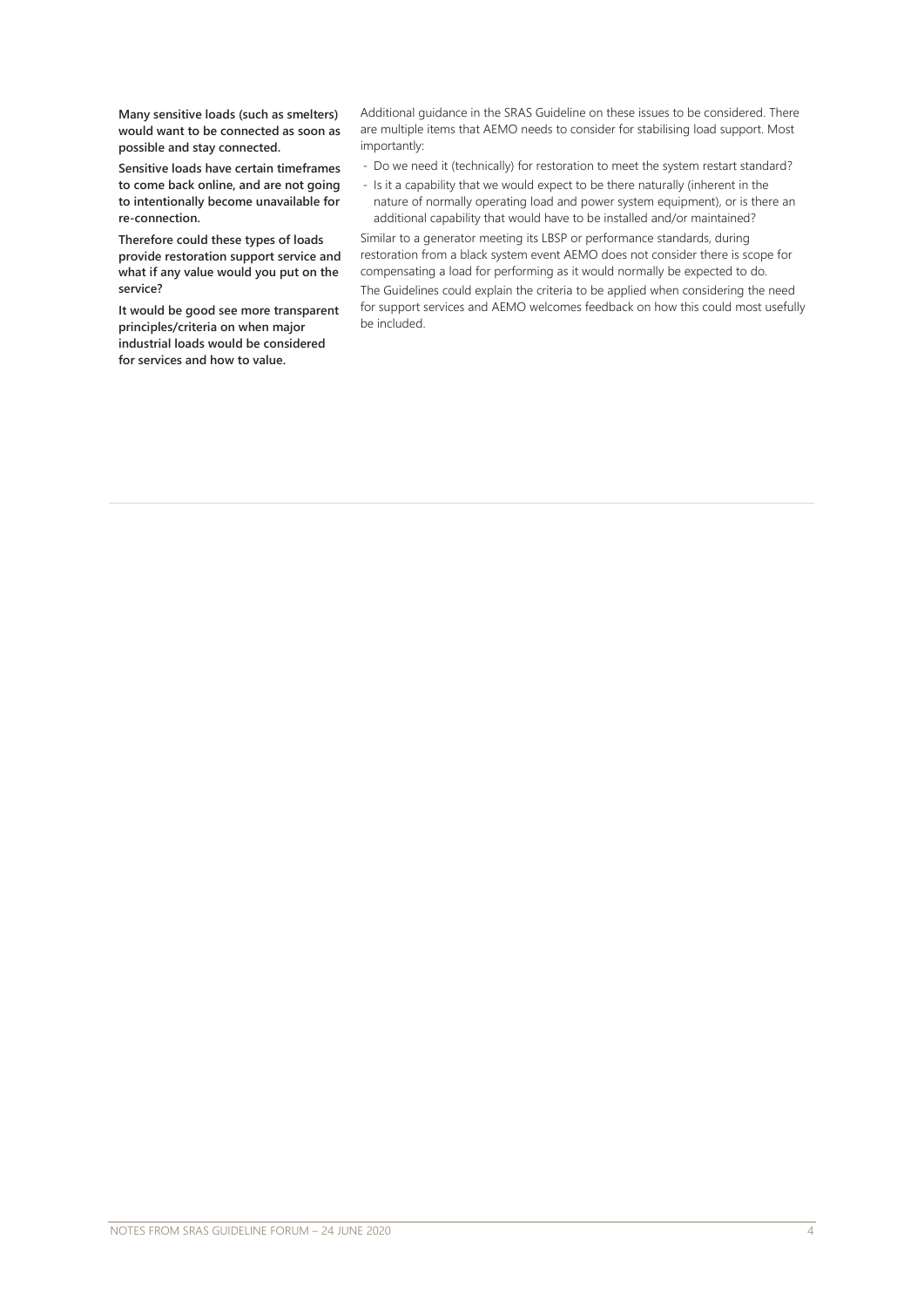| | |
|---|---|
| **Many sensitive loads (such as smelters) would want to be connected as soon as possible and stay connected.**<br><br>**Sensitive loads have certain timeframes to come back online, and are not going to intentionally become unavailable for re-connection.**<br><br>**Therefore could these types of loads provide restoration support service and what if any value would you put on the service?**<br><br>**It would be good see more transparent principles/criteria on when major industrial loads would be considered for services and how to value.** | Additional guidance in the SRAS Guideline on these issues to be considered. There are multiple items that AEMO needs to consider for stabilising load support. Most importantly:<br><br>- Do we need it (technically) for restoration to meet the system restart standard?<br>- Is it a capability that we would expect to be there naturally (inherent in the nature of normally operating load and power system equipment), or is there an additional capability that would have to be installed and/or maintained?<br><br>Similar to a generator meeting its LBSP or performance standards, during restoration from a black system event AEMO does not consider there is scope for compensating a load for performing as it would normally be expected to do.<br><br>The Guidelines could explain the criteria to be applied when considering the need for support services and AEMO welcomes feedback on how this could most usefully be included. |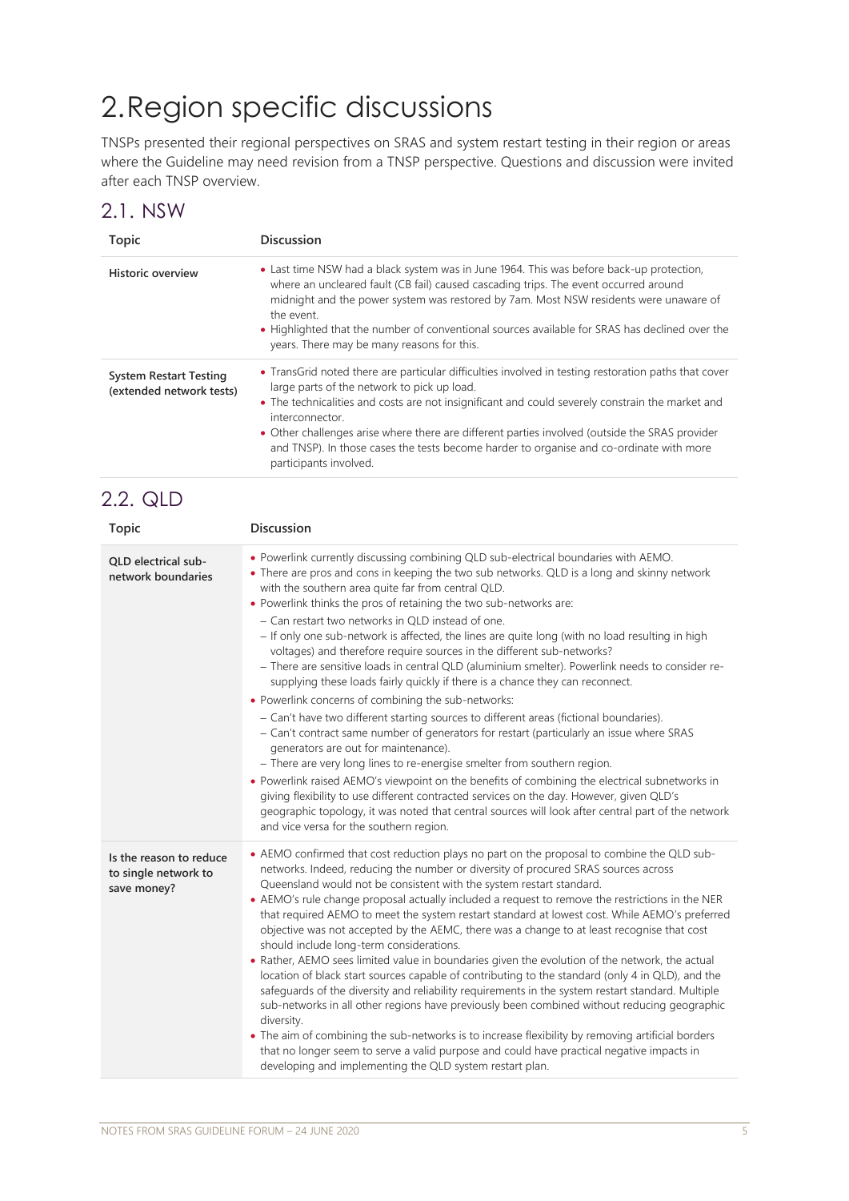# 2. Region specific discussions

TNSPs presented their regional perspectives on SRAS and system restart testing in their region or areas where the Guideline may need revision from a TNSP perspective. Questions and discussion were invited after each TNSP overview.

## 2.1. NSW

| Topic | Discussion |
| --- | --- |
| **Historic overview** | • Last time NSW had a black system was in June 1964. This was before back-up protection, where an uncleared fault (CB fail) caused cascading trips. The event occurred around midnight and the power system was restored by 7am. Most NSW residents were unaware of the event.<br>• Highlighted that the number of conventional sources available for SRAS has declined over the years. There may be many reasons for this. |
| **System Restart Testing (extended network tests)** | • TransGrid noted there are particular difficulties involved in testing restoration paths that cover large parts of the network to pick up load.<br>• The technicalities and costs are not insignificant and could severely constrain the market and interconnector.<br>• Other challenges arise where there are different parties involved (outside the SRAS provider and TNSP). In those cases the tests become harder to organise and co-ordinate with more participants involved. |

## 2.2. QLD

| Topic | Discussion |
| --- | --- |
| **QLD electrical sub-network boundaries** | • Powerlink currently discussing combining QLD sub-electrical boundaries with AEMO.<br>• There are pros and cons in keeping the two sub networks. QLD is a long and skinny network with the southern area quite far from central QLD.<br>• Powerlink thinks the pros of retaining the two sub-networks are:<br>– Can restart two networks in QLD instead of one.<br>– If only one sub-network is affected, the lines are quite long (with no load resulting in high voltages) and therefore require sources in the different sub-networks?<br>– There are sensitive loads in central QLD (aluminium smelter). Powerlink needs to consider re-supplying these loads fairly quickly if there is a chance they can reconnect.<br>• Powerlink concerns of combining the sub-networks:<br>– Can't have two different starting sources to different areas (fictional boundaries).<br>– Can't contract same number of generators for restart (particularly an issue where SRAS generators are out for maintenance).<br>– There are very long lines to re-energise smelter from southern region.<br>• Powerlink raised AEMO's viewpoint on the benefits of combining the electrical subnetworks in giving flexibility to use different contracted services on the day. However, given QLD's geographic topology, it was noted that central sources will look after central part of the network and vice versa for the southern region. |
| **Is the reason to reduce to single network to save money?** | • AEMO confirmed that cost reduction plays no part on the proposal to combine the QLD sub-networks. Indeed, reducing the number or diversity of procured SRAS sources across Queensland would not be consistent with the system restart standard.<br>• AEMO's rule change proposal actually included a request to remove the restrictions in the NER that required AEMO to meet the system restart standard at lowest cost. While AEMO's preferred objective was not accepted by the AEMC, there was a change to at least recognise that cost should include long-term considerations.<br>• Rather, AEMO sees limited value in boundaries given the evolution of the network, the actual location of black start sources capable of contributing to the standard (only 4 in QLD), and the safeguards of the diversity and reliability requirements in the system restart standard. Multiple sub-networks in all other regions have previously been combined without reducing geographic diversity.<br>• The aim of combining the sub-networks is to increase flexibility by removing artificial borders that no longer seem to serve a valid purpose and could have practical negative impacts in developing and implementing the QLD system restart plan. |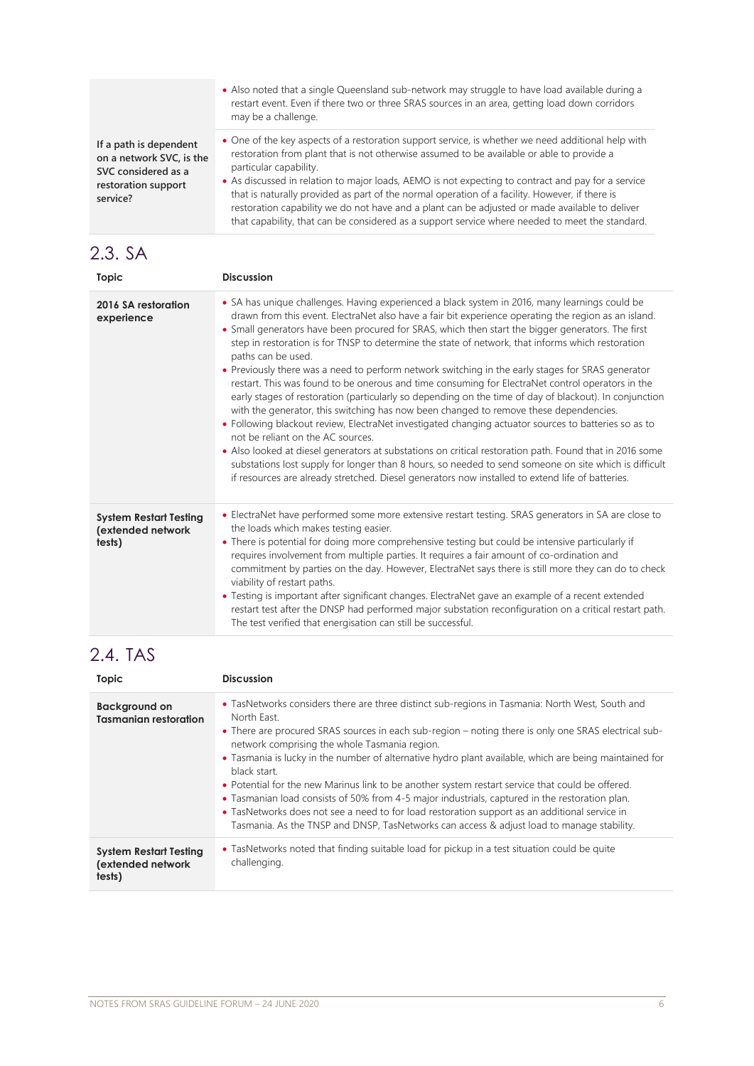| | |
|---|---|
| | • Also noted that a single Queensland sub-network may struggle to have load available during a restart event. Even if there two or three SRAS sources in an area, getting load down corridors may be a challenge. |
| **If a path is dependent on a network SVC, is the SVC considered as a restoration support service?** | • One of the key aspects of a restoration support service, is whether we need additional help with restoration from plant that is not otherwise assumed to be available or able to provide a particular capability.<br>• As discussed in relation to major loads, AEMO is not expecting to contract and pay for a service that is naturally provided as part of the normal operation of a facility. However, if there is restoration capability we do not have and a plant can be adjusted or made available to deliver that capability, that can be considered as a support service where needed to meet the standard. |

## 2.3. SA

| Topic | Discussion |
|---|---|
| **2016 SA restoration experience** | • SA has unique challenges. Having experienced a black system in 2016, many learnings could be drawn from this event. ElectraNet also have a fair bit experience operating the region as an island.<br>• Small generators have been procured for SRAS, which then start the bigger generators. The first step in restoration is for TNSP to determine the state of network, that informs which restoration paths can be used.<br>• Previously there was a need to perform network switching in the early stages for SRAS generator restart. This was found to be onerous and time consuming for ElectraNet control operators in the early stages of restoration (particularly so depending on the time of day of blackout). In conjunction with the generator, this switching has now been changed to remove these dependencies.<br>• Following blackout review, ElectraNet investigated changing actuator sources to batteries so as to not be reliant on the AC sources.<br>• Also looked at diesel generators at substations on critical restoration path. Found that in 2016 some substations lost supply for longer than 8 hours, so needed to send someone on site which is difficult if resources are already stretched. Diesel generators now installed to extend life of batteries. |
| **System Restart Testing (extended network tests)** | • ElectraNet have performed some more extensive restart testing. SRAS generators in SA are close to the loads which makes testing easier.<br>• There is potential for doing more comprehensive testing but could be intensive particularly if requires involvement from multiple parties. It requires a fair amount of co-ordination and commitment by parties on the day. However, ElectraNet says there is still more they can do to check viability of restart paths.<br>• Testing is important after significant changes. ElectraNet gave an example of a recent extended restart test after the DNSP had performed major substation reconfiguration on a critical restart path. The test verified that energisation can still be successful. |

## 2.4. TAS

| Topic | Discussion |
|---|---|
| **Background on Tasmanian restoration** | • TasNetworks considers there are three distinct sub-regions in Tasmania: North West, South and North East.<br>• There are procured SRAS sources in each sub-region – noting there is only one SRAS electrical sub-network comprising the whole Tasmania region.<br>• Tasmania is lucky in the number of alternative hydro plant available, which are being maintained for black start.<br>• Potential for the new Marinus link to be another system restart service that could be offered.<br>• Tasmanian load consists of 50% from 4-5 major industrials, captured in the restoration plan.<br>• TasNetworks does not see a need to for load restoration support as an additional service in Tasmania. As the TNSP and DNSP, TasNetworks can access & adjust load to manage stability. |
| **System Restart Testing (extended network tests)** | • TasNetworks noted that finding suitable load for pickup in a test situation could be quite challenging. |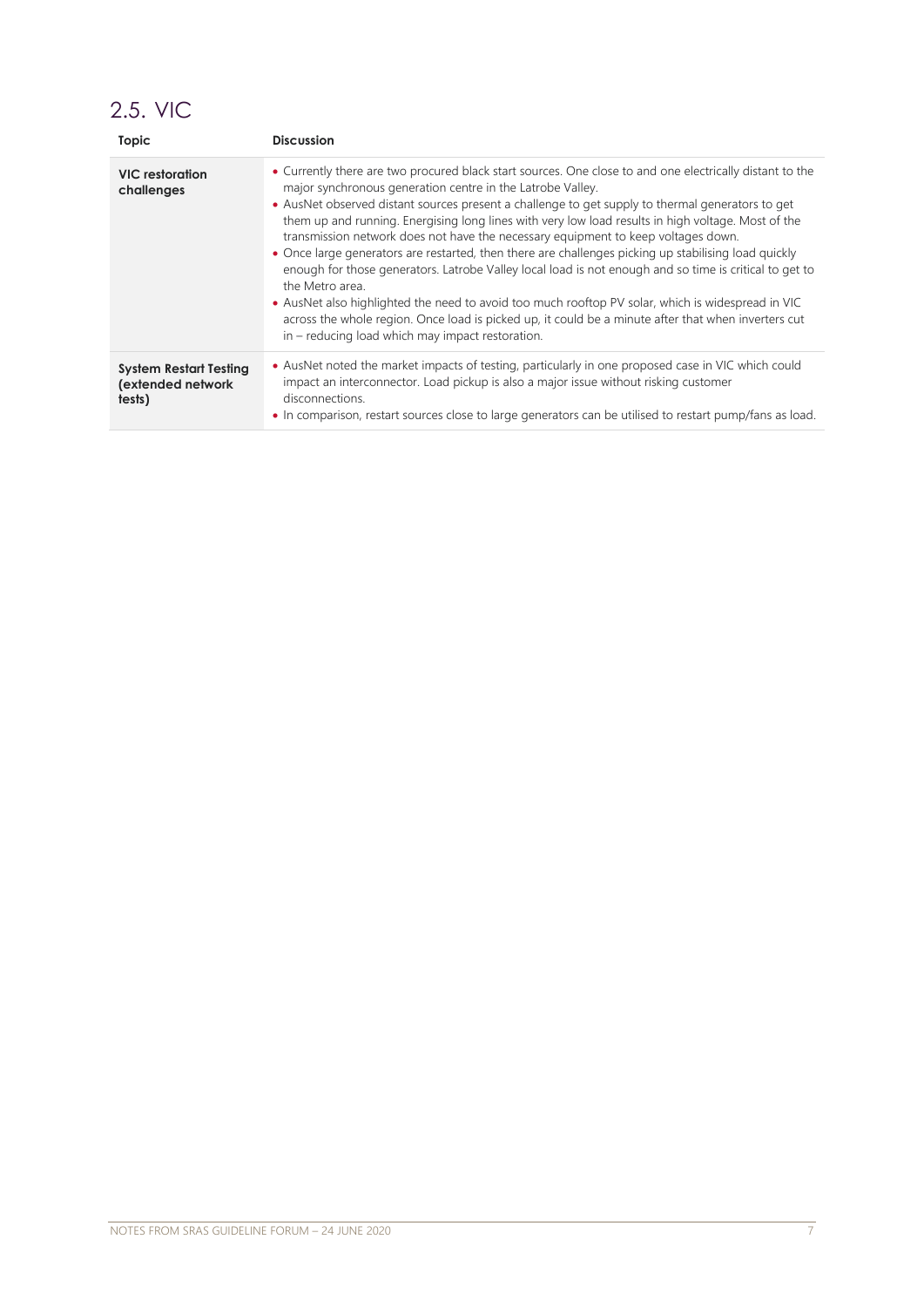## 2.5. VIC

| Topic | Discussion |
|---|---|
| **VIC restoration challenges** | • Currently there are two procured black start sources. One close to and one electrically distant to the major synchronous generation centre in the Latrobe Valley.<br>• AusNet observed distant sources present a challenge to get supply to thermal generators to get them up and running. Energising long lines with very low load results in high voltage. Most of the transmission network does not have the necessary equipment to keep voltages down.<br>• Once large generators are restarted, then there are challenges picking up stabilising load quickly enough for those generators. Latrobe Valley local load is not enough and so time is critical to get to the Metro area.<br>• AusNet also highlighted the need to avoid too much rooftop PV solar, which is widespread in VIC across the whole region. Once load is picked up, it could be a minute after that when inverters cut in – reducing load which may impact restoration. |
| **System Restart Testing (extended network tests)** | • AusNet noted the market impacts of testing, particularly in one proposed case in VIC which could impact an interconnector. Load pickup is also a major issue without risking customer disconnections.<br>• In comparison, restart sources close to large generators can be utilised to restart pump/fans as load. |